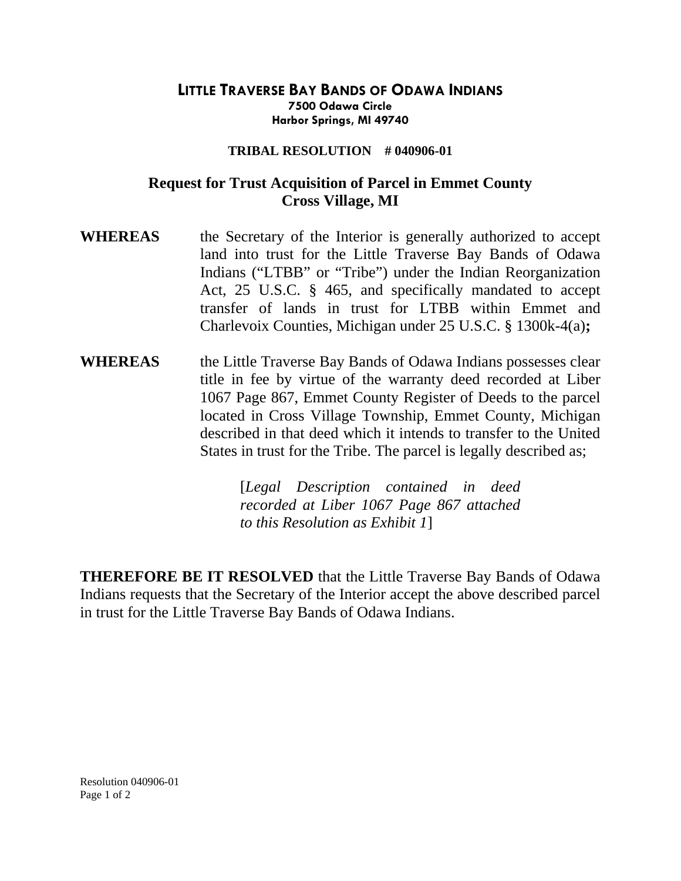# LITTLE TRAVERSE BAY BANDS OF ODAWA INDIANS

**7500 Odawa Circle**
**Harbor Springs, MI 49740**

**TRIBAL RESOLUTION # 040906-01**

## Request for Trust Acquisition of Parcel in Emmet County Cross Village, MI

**WHEREAS** the Secretary of the Interior is generally authorized to accept land into trust for the Little Traverse Bay Bands of Odawa Indians ("LTBB" or "Tribe") under the Indian Reorganization Act, 25 U.S.C. § 465, and specifically mandated to accept transfer of lands in trust for LTBB within Emmet and Charlevoix Counties, Michigan under 25 U.S.C. § 1300k-4(a)**;**

**WHEREAS** the Little Traverse Bay Bands of Odawa Indians possesses clear title in fee by virtue of the warranty deed recorded at Liber 1067 Page 867, Emmet County Register of Deeds to the parcel located in Cross Village Township, Emmet County, Michigan described in that deed which it intends to transfer to the United States in trust for the Tribe. The parcel is legally described as;

> [*Legal Description contained in deed recorded at Liber 1067 Page 867 attached to this Resolution as Exhibit 1*]

**THEREFORE BE IT RESOLVED** that the Little Traverse Bay Bands of Odawa Indians requests that the Secretary of the Interior accept the above described parcel in trust for the Little Traverse Bay Bands of Odawa Indians.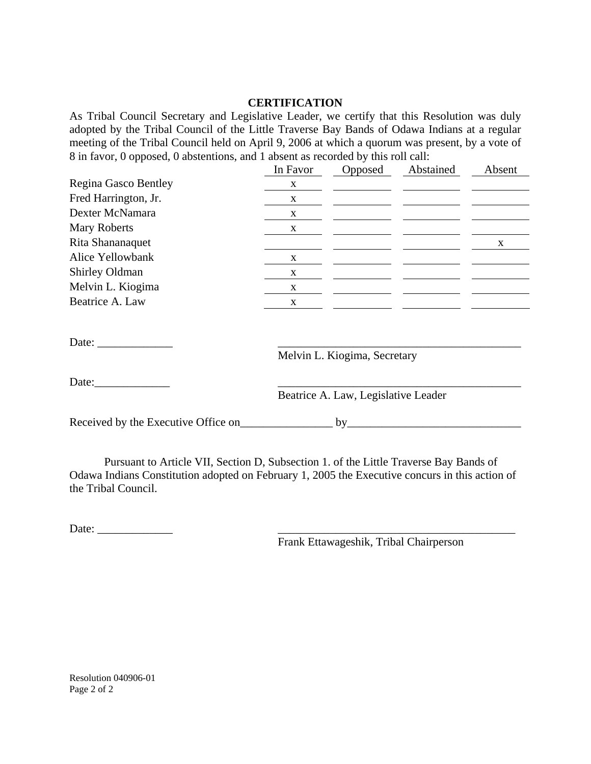**CERTIFICATION**

As Tribal Council Secretary and Legislative Leader, we certify that this Resolution was duly adopted by the Tribal Council of the Little Traverse Bay Bands of Odawa Indians at a regular meeting of the Tribal Council held on April 9, 2006 at which a quorum was present, by a vote of 8 in favor, 0 opposed, 0 abstentions, and 1 absent as recorded by this roll call:

| | In Favor | Opposed | Abstained | Absent |
|---|---|---|---|---|
| Regina Gasco Bentley | x | | | |
| Fred Harrington, Jr. | x | | | |
| Dexter McNamara | x | | | |
| Mary Roberts | x | | | |
| Rita Shananaquet | | | | x |
| Alice Yellowbank | x | | | |
| Shirley Oldman | x | | | |
| Melvin L. Kiogima | x | | | |
| Beatrice A. Law | x | | | |

Date: _____________ ___________________________________________

Melvin L. Kiogima, Secretary

Date:_____________ ___________________________________________

Beatrice A. Law, Legislative Leader

Received by the Executive Office on________________ by______________________________

Pursuant to Article VII, Section D, Subsection 1. of the Little Traverse Bay Bands of Odawa Indians Constitution adopted on February 1, 2005 the Executive concurs in this action of the Tribal Council.

Date: _____________ __________________________________________

Frank Ettawageshik, Tribal Chairperson

Resolution 040906-01